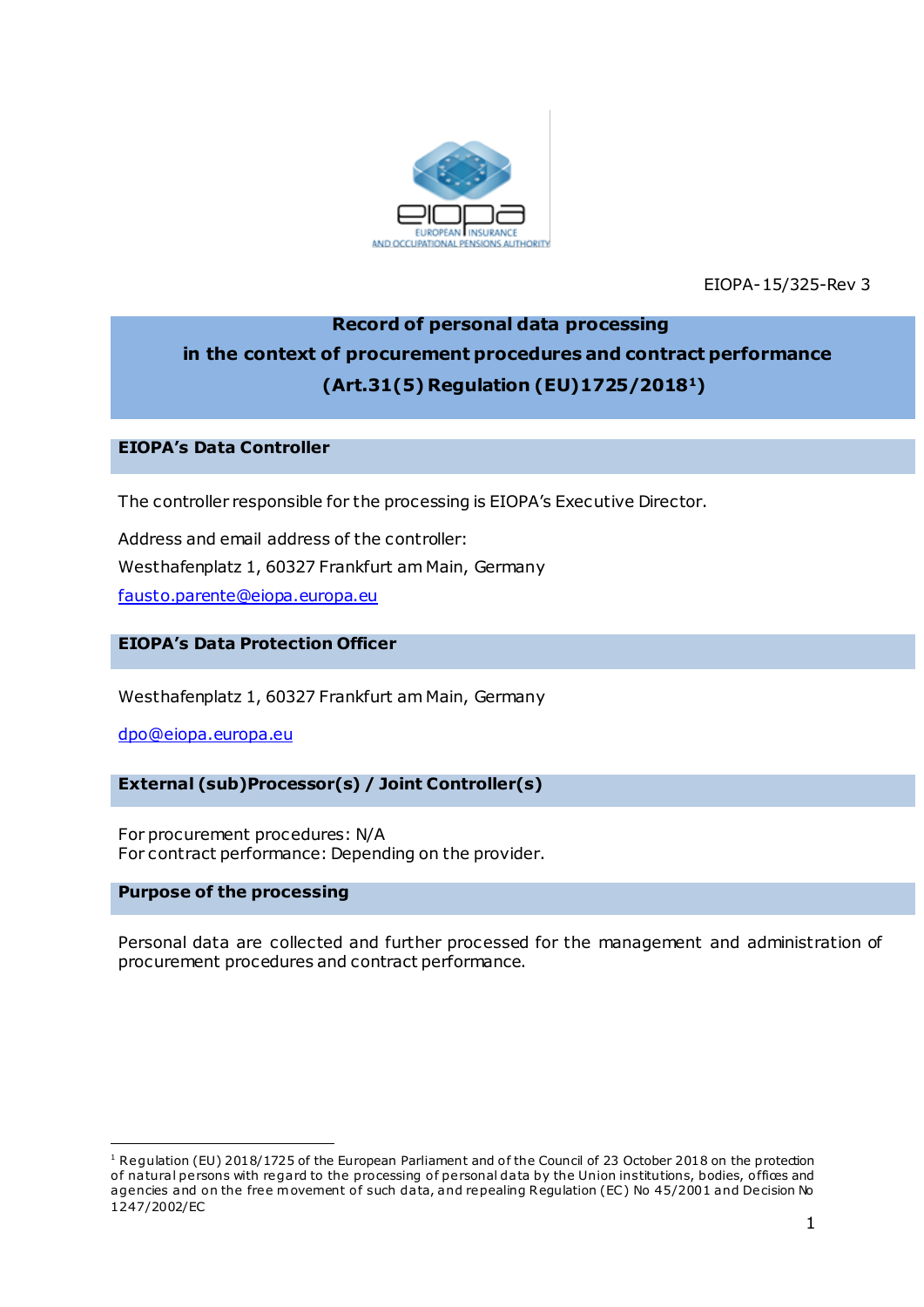EIOPA-15/325-Rev 3

# Record of personal data processing in the context of procurement procedures and contract performance (Art.31(5) Regulation (EU)1725/2018[1])

## EIOPA's Data Controller

The controller responsible for the processing is EIOPA's Executive Director.

Address and email address of the controller:
Westhafenplatz 1, 60327 Frankfurt am Main, Germany
fausto.parente@eiopa.europa.eu

## EIOPA's Data Protection Officer

Westhafenplatz 1, 60327 Frankfurt am Main, Germany

dpo@eiopa.europa.eu

## External (sub)Processor(s) / Joint Controller(s)

For procurement procedures: N/A
For contract performance: Depending on the provider.

## Purpose of the processing

Personal data are collected and further processed for the management and administration of procurement procedures and contract performance.

[1] Regulation (EU) 2018/1725 of the European Parliament and of the Council of 23 October 2018 on the protection of natural persons with regard to the processing of personal data by the Union institutions, bodies, offices and agencies and on the free movement of such data, and repealing Regulation (EC) No 45/2001 and Decision No 1247/2002/EC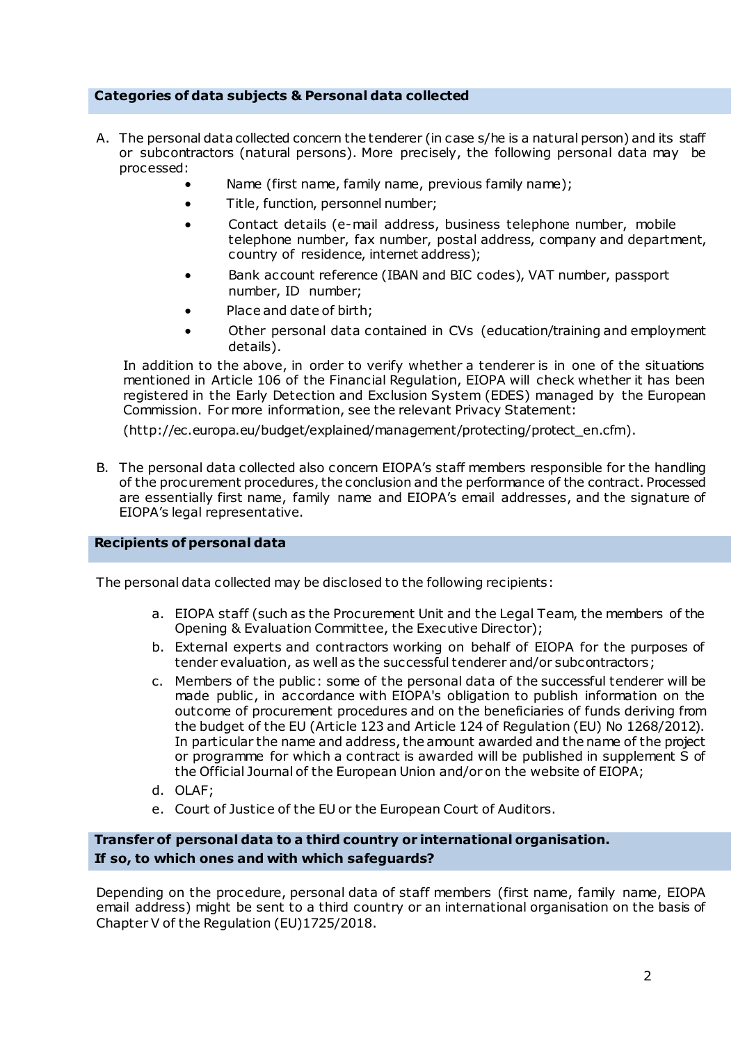## Categories of data subjects & Personal data collected

A. The personal data collected concern the tenderer (in case s/he is a natural person) and its staff or subcontractors (natural persons). More precisely, the following personal data may be processed:

- Name (first name, family name, previous family name);
- Title, function, personnel number;
- Contact details (e-mail address, business telephone number, mobile telephone number, fax number, postal address, company and department, country of residence, internet address);
- Bank account reference (IBAN and BIC codes), VAT number, passport number, ID number;
- Place and date of birth;
- Other personal data contained in CVs (education/training and employment details).

In addition to the above, in order to verify whether a tenderer is in one of the situations mentioned in Article 106 of the Financial Regulation, EIOPA will check whether it has been registered in the Early Detection and Exclusion System (EDES) managed by the European Commission. For more information, see the relevant Privacy Statement:

(http://ec.europa.eu/budget/explained/management/protecting/protect_en.cfm).

B. The personal data collected also concern EIOPA's staff members responsible for the handling of the procurement procedures, the conclusion and the performance of the contract. Processed are essentially first name, family name and EIOPA's email addresses, and the signature of EIOPA's legal representative.

## Recipients of personal data

The personal data collected may be disclosed to the following recipients:

a. EIOPA staff (such as the Procurement Unit and the Legal Team, the members of the Opening & Evaluation Committee, the Executive Director);
b. External experts and contractors working on behalf of EIOPA for the purposes of tender evaluation, as well as the successful tenderer and/or subcontractors;
c. Members of the public: some of the personal data of the successful tenderer will be made public, in accordance with EIOPA's obligation to publish information on the outcome of procurement procedures and on the beneficiaries of funds deriving from the budget of the EU (Article 123 and Article 124 of Regulation (EU) No 1268/2012). In particular the name and address, the amount awarded and the name of the project or programme for which a contract is awarded will be published in supplement S of the Official Journal of the European Union and/or on the website of EIOPA;
d. OLAF;
e. Court of Justice of the EU or the European Court of Auditors.

## Transfer of personal data to a third country or international organisation. If so, to which ones and with which safeguards?

Depending on the procedure, personal data of staff members (first name, family name, EIOPA email address) might be sent to a third country or an international organisation on the basis of Chapter V of the Regulation (EU)1725/2018.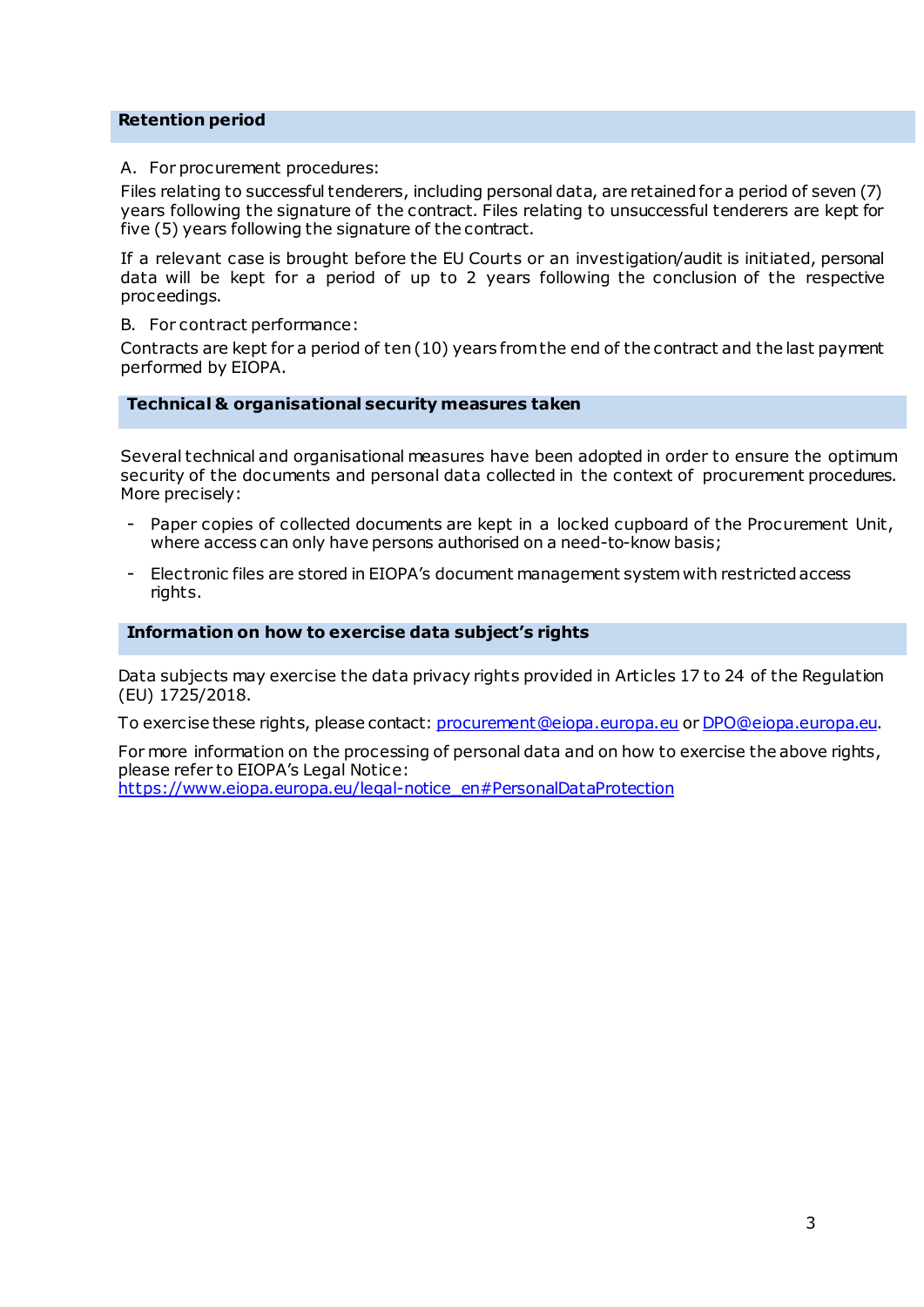## Retention period

A. For procurement procedures:

Files relating to successful tenderers, including personal data, are retained for a period of seven (7) years following the signature of the contract. Files relating to unsuccessful tenderers are kept for five (5) years following the signature of the contract.

If a relevant case is brought before the EU Courts or an investigation/audit is initiated, personal data will be kept for a period of up to 2 years following the conclusion of the respective proceedings.

B. For contract performance:

Contracts are kept for a period of ten (10) years from the end of the contract and the last payment performed by EIOPA.

## Technical & organisational security measures taken

Several technical and organisational measures have been adopted in order to ensure the optimum security of the documents and personal data collected in the context of procurement procedures. More precisely:

- Paper copies of collected documents are kept in a locked cupboard of the Procurement Unit, where access can only have persons authorised on a need-to-know basis;
- Electronic files are stored in EIOPA's document management system with restricted access rights.

## Information on how to exercise data subject's rights

Data subjects may exercise the data privacy rights provided in Articles 17 to 24 of the Regulation (EU) 1725/2018.

To exercise these rights, please contact: procurement@eiopa.europa.eu or DPO@eiopa.europa.eu.

For more information on the processing of personal data and on how to exercise the above rights, please refer to EIOPA's Legal Notice: https://www.eiopa.europa.eu/legal-notice_en#PersonalDataProtection